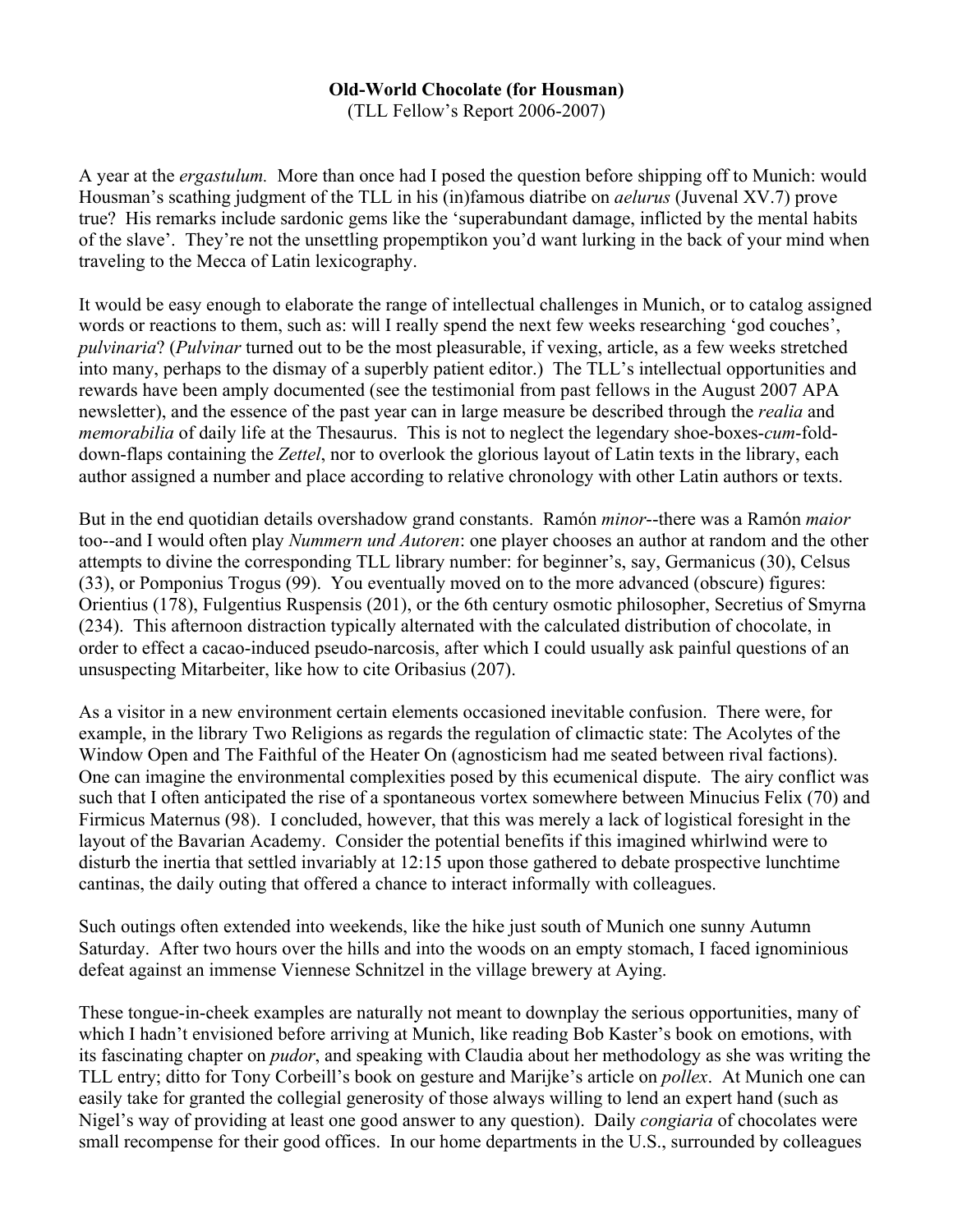**Old-World Chocolate (for Housman)**
(TLL Fellow's Report 2006-2007)

A year at the *ergastulum.* More than once had I posed the question before shipping off to Munich: would Housman's scathing judgment of the TLL in his (in)famous diatribe on *aelurus* (Juvenal XV.7) prove true? His remarks include sardonic gems like the 'superabundant damage, inflicted by the mental habits of the slave'. They're not the unsettling propemptikon you'd want lurking in the back of your mind when traveling to the Mecca of Latin lexicography.

It would be easy enough to elaborate the range of intellectual challenges in Munich, or to catalog assigned words or reactions to them, such as: will I really spend the next few weeks researching 'god couches', *pulvinaria*? (*Pulvinar* turned out to be the most pleasurable, if vexing, article, as a few weeks stretched into many, perhaps to the dismay of a superbly patient editor.) The TLL's intellectual opportunities and rewards have been amply documented (see the testimonial from past fellows in the August 2007 APA newsletter), and the essence of the past year can in large measure be described through the *realia* and *memorabilia* of daily life at the Thesaurus. This is not to neglect the legendary shoe-boxes-*cum*-fold-down-flaps containing the *Zettel*, nor to overlook the glorious layout of Latin texts in the library, each author assigned a number and place according to relative chronology with other Latin authors or texts.

But in the end quotidian details overshadow grand constants. Ramón *minor*--there was a Ramón *maior* too--and I would often play *Nummern und Autoren*: one player chooses an author at random and the other attempts to divine the corresponding TLL library number: for beginner's, say, Germanicus (30), Celsus (33), or Pomponius Trogus (99). You eventually moved on to the more advanced (obscure) figures: Orientius (178), Fulgentius Ruspensis (201), or the 6th century osmotic philosopher, Secretius of Smyrna (234). This afternoon distraction typically alternated with the calculated distribution of chocolate, in order to effect a cacao-induced pseudo-narcosis, after which I could usually ask painful questions of an unsuspecting Mitarbeiter, like how to cite Oribasius (207).

As a visitor in a new environment certain elements occasioned inevitable confusion. There were, for example, in the library Two Religions as regards the regulation of climactic state: The Acolytes of the Window Open and The Faithful of the Heater On (agnosticism had me seated between rival factions). One can imagine the environmental complexities posed by this ecumenical dispute. The airy conflict was such that I often anticipated the rise of a spontaneous vortex somewhere between Minucius Felix (70) and Firmicus Maternus (98). I concluded, however, that this was merely a lack of logistical foresight in the layout of the Bavarian Academy. Consider the potential benefits if this imagined whirlwind were to disturb the inertia that settled invariably at 12:15 upon those gathered to debate prospective lunchtime cantinas, the daily outing that offered a chance to interact informally with colleagues.

Such outings often extended into weekends, like the hike just south of Munich one sunny Autumn Saturday. After two hours over the hills and into the woods on an empty stomach, I faced ignominious defeat against an immense Viennese Schnitzel in the village brewery at Aying.

These tongue-in-cheek examples are naturally not meant to downplay the serious opportunities, many of which I hadn't envisioned before arriving at Munich, like reading Bob Kaster's book on emotions, with its fascinating chapter on *pudor*, and speaking with Claudia about her methodology as she was writing the TLL entry; ditto for Tony Corbeill's book on gesture and Marijke's article on *pollex*. At Munich one can easily take for granted the collegial generosity of those always willing to lend an expert hand (such as Nigel's way of providing at least one good answer to any question). Daily *congiaria* of chocolates were small recompense for their good offices. In our home departments in the U.S., surrounded by colleagues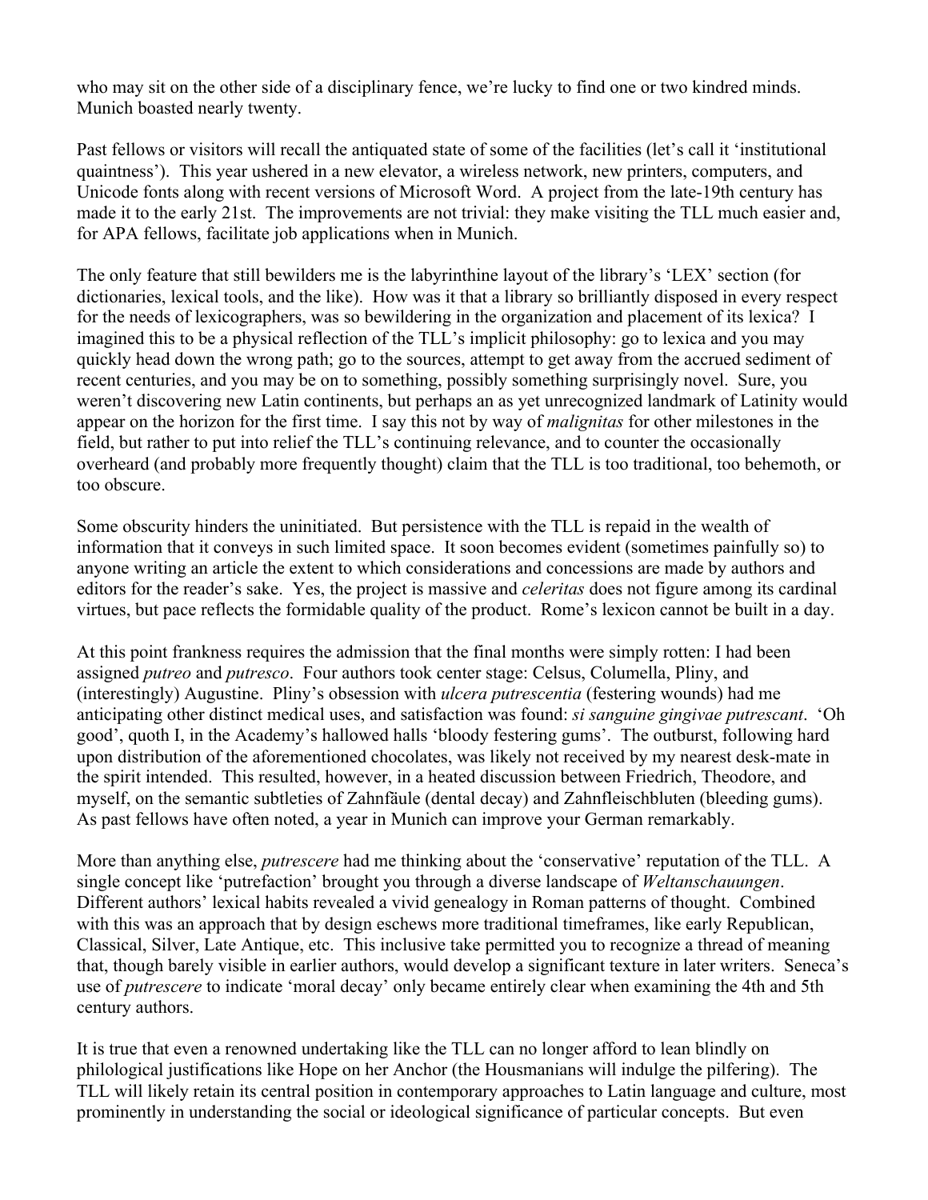who may sit on the other side of a disciplinary fence, we're lucky to find one or two kindred minds. Munich boasted nearly twenty.

Past fellows or visitors will recall the antiquated state of some of the facilities (let's call it 'institutional quaintness'). This year ushered in a new elevator, a wireless network, new printers, computers, and Unicode fonts along with recent versions of Microsoft Word. A project from the late-19th century has made it to the early 21st. The improvements are not trivial: they make visiting the TLL much easier and, for APA fellows, facilitate job applications when in Munich.

The only feature that still bewilders me is the labyrinthine layout of the library's 'LEX' section (for dictionaries, lexical tools, and the like). How was it that a library so brilliantly disposed in every respect for the needs of lexicographers, was so bewildering in the organization and placement of its lexica? I imagined this to be a physical reflection of the TLL's implicit philosophy: go to lexica and you may quickly head down the wrong path; go to the sources, attempt to get away from the accrued sediment of recent centuries, and you may be on to something, possibly something surprisingly novel. Sure, you weren't discovering new Latin continents, but perhaps an as yet unrecognized landmark of Latinity would appear on the horizon for the first time. I say this not by way of *malignitas* for other milestones in the field, but rather to put into relief the TLL's continuing relevance, and to counter the occasionally overheard (and probably more frequently thought) claim that the TLL is too traditional, too behemoth, or too obscure.

Some obscurity hinders the uninitiated. But persistence with the TLL is repaid in the wealth of information that it conveys in such limited space. It soon becomes evident (sometimes painfully so) to anyone writing an article the extent to which considerations and concessions are made by authors and editors for the reader's sake. Yes, the project is massive and *celeritas* does not figure among its cardinal virtues, but pace reflects the formidable quality of the product. Rome's lexicon cannot be built in a day.

At this point frankness requires the admission that the final months were simply rotten: I had been assigned *putreo* and *putresco*. Four authors took center stage: Celsus, Columella, Pliny, and (interestingly) Augustine. Pliny's obsession with *ulcera putrescentia* (festering wounds) had me anticipating other distinct medical uses, and satisfaction was found: *si sanguine gingivae putrescant*. 'Oh good', quoth I, in the Academy's hallowed halls 'bloody festering gums'. The outburst, following hard upon distribution of the aforementioned chocolates, was likely not received by my nearest desk-mate in the spirit intended. This resulted, however, in a heated discussion between Friedrich, Theodore, and myself, on the semantic subtleties of Zahnfäule (dental decay) and Zahnfleischbluten (bleeding gums). As past fellows have often noted, a year in Munich can improve your German remarkably.

More than anything else, *putrescere* had me thinking about the 'conservative' reputation of the TLL. A single concept like 'putrefaction' brought you through a diverse landscape of *Weltanschauungen*. Different authors' lexical habits revealed a vivid genealogy in Roman patterns of thought. Combined with this was an approach that by design eschews more traditional timeframes, like early Republican, Classical, Silver, Late Antique, etc. This inclusive take permitted you to recognize a thread of meaning that, though barely visible in earlier authors, would develop a significant texture in later writers. Seneca's use of *putrescere* to indicate 'moral decay' only became entirely clear when examining the 4th and 5th century authors.

It is true that even a renowned undertaking like the TLL can no longer afford to lean blindly on philological justifications like Hope on her Anchor (the Housmanians will indulge the pilfering). The TLL will likely retain its central position in contemporary approaches to Latin language and culture, most prominently in understanding the social or ideological significance of particular concepts. But even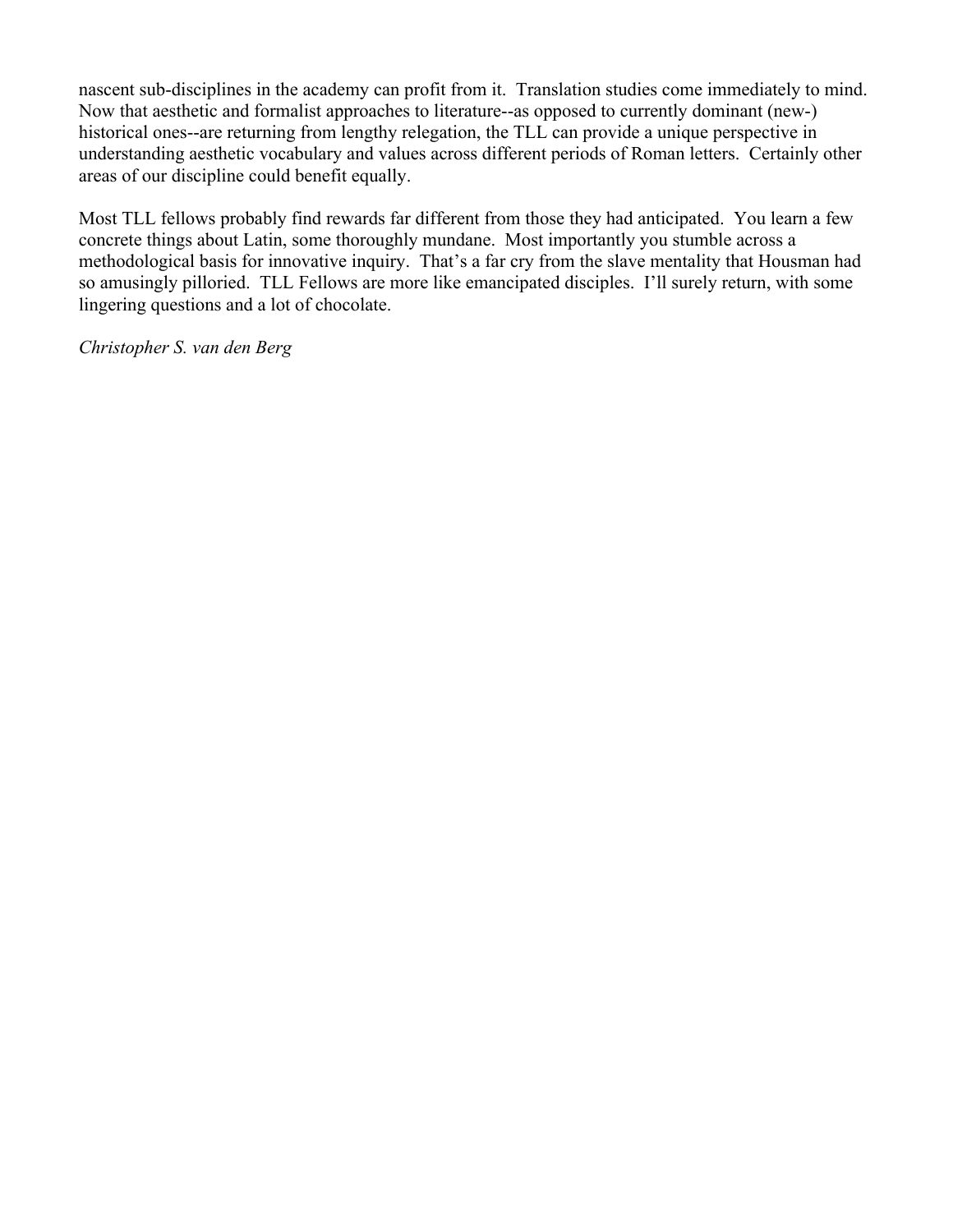nascent sub-disciplines in the academy can profit from it. Translation studies come immediately to mind. Now that aesthetic and formalist approaches to literature--as opposed to currently dominant (new-) historical ones--are returning from lengthy relegation, the TLL can provide a unique perspective in understanding aesthetic vocabulary and values across different periods of Roman letters. Certainly other areas of our discipline could benefit equally.

Most TLL fellows probably find rewards far different from those they had anticipated. You learn a few concrete things about Latin, some thoroughly mundane. Most importantly you stumble across a methodological basis for innovative inquiry. That's a far cry from the slave mentality that Housman had so amusingly pilloried. TLL Fellows are more like emancipated disciples. I'll surely return, with some lingering questions and a lot of chocolate.

*Christopher S. van den Berg*